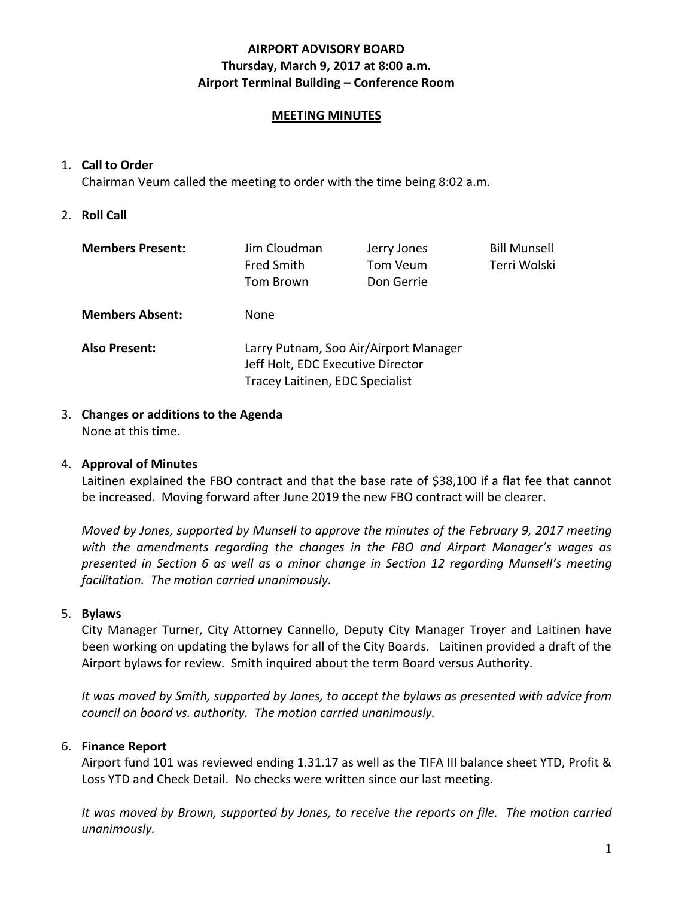# AIRPORT ADVISORY BOARD
## Thursday, March 9, 2017 at 8:00 a.m.
## Airport Terminal Building – Conference Room

**MEETING MINUTES**

1. **Call to Order**
   Chairman Veum called the meeting to order with the time being 8:02 a.m.

2. **Roll Call**

   | | | | |
   |---|---|---|---|
   | **Members Present:** | Jim Cloudman | Jerry Jones | Bill Munsell |
   | | Fred Smith | Tom Veum | Terri Wolski |
   | | Tom Brown | Don Gerrie | |
   | **Members Absent:** | None | | |
   | **Also Present:** | Larry Putnam, Soo Air/Airport Manager | | |
   | | Jeff Holt, EDC Executive Director | | |
   | | Tracey Laitinen, EDC Specialist | | |

3. **Changes or additions to the Agenda**
   None at this time.

4. **Approval of Minutes**
   Laitinen explained the FBO contract and that the base rate of $38,100 if a flat fee that cannot be increased. Moving forward after June 2019 the new FBO contract will be clearer.

   *Moved by Jones, supported by Munsell to approve the minutes of the February 9, 2017 meeting with the amendments regarding the changes in the FBO and Airport Manager's wages as presented in Section 6 as well as a minor change in Section 12 regarding Munsell's meeting facilitation. The motion carried unanimously.*

5. **Bylaws**
   City Manager Turner, City Attorney Cannello, Deputy City Manager Troyer and Laitinen have been working on updating the bylaws for all of the City Boards. Laitinen provided a draft of the Airport bylaws for review. Smith inquired about the term Board versus Authority.

   *It was moved by Smith, supported by Jones, to accept the bylaws as presented with advice from council on board vs. authority. The motion carried unanimously.*

6. **Finance Report**
   Airport fund 101 was reviewed ending 1.31.17 as well as the TIFA III balance sheet YTD, Profit & Loss YTD and Check Detail. No checks were written since our last meeting.

   *It was moved by Brown, supported by Jones, to receive the reports on file. The motion carried unanimously.*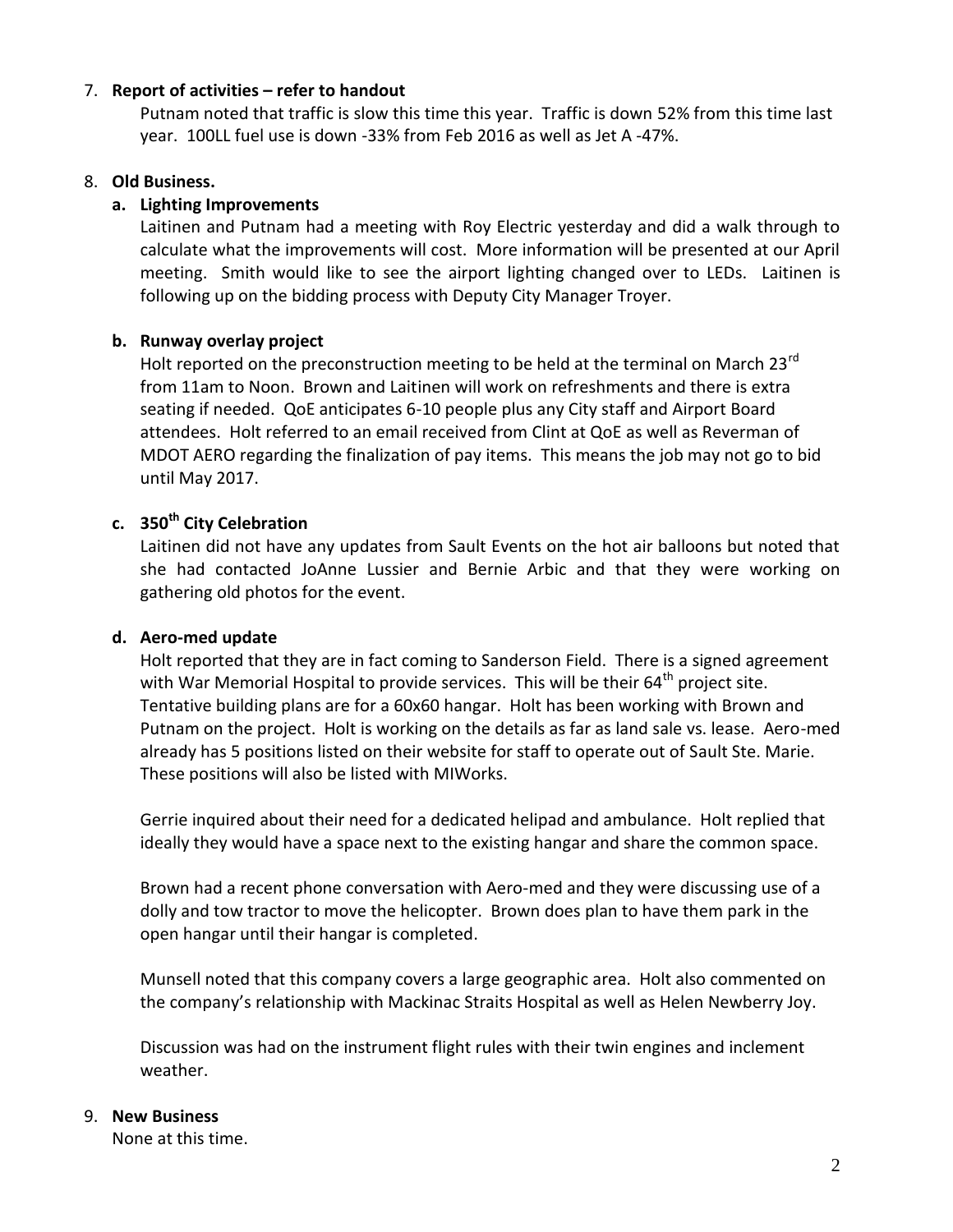7. **Report of activities – refer to handout**

   Putnam noted that traffic is slow this time this year. Traffic is down 52% from this time last year. 100LL fuel use is down -33% from Feb 2016 as well as Jet A -47%.

8. **Old Business.**

   **a. Lighting Improvements**

   Laitinen and Putnam had a meeting with Roy Electric yesterday and did a walk through to calculate what the improvements will cost. More information will be presented at our April meeting. Smith would like to see the airport lighting changed over to LEDs. Laitinen is following up on the bidding process with Deputy City Manager Troyer.

   **b. Runway overlay project**

   Holt reported on the preconstruction meeting to be held at the terminal on March 23rd from 11am to Noon. Brown and Laitinen will work on refreshments and there is extra seating if needed. QoE anticipates 6-10 people plus any City staff and Airport Board attendees. Holt referred to an email received from Clint at QoE as well as Reverman of MDOT AERO regarding the finalization of pay items. This means the job may not go to bid until May 2017.

   **c. 350th City Celebration**

   Laitinen did not have any updates from Sault Events on the hot air balloons but noted that she had contacted JoAnne Lussier and Bernie Arbic and that they were working on gathering old photos for the event.

   **d. Aero-med update**

   Holt reported that they are in fact coming to Sanderson Field. There is a signed agreement with War Memorial Hospital to provide services. This will be their 64th project site. Tentative building plans are for a 60x60 hangar. Holt has been working with Brown and Putnam on the project. Holt is working on the details as far as land sale vs. lease. Aero-med already has 5 positions listed on their website for staff to operate out of Sault Ste. Marie. These positions will also be listed with MIWorks.

   Gerrie inquired about their need for a dedicated helipad and ambulance. Holt replied that ideally they would have a space next to the existing hangar and share the common space.

   Brown had a recent phone conversation with Aero-med and they were discussing use of a dolly and tow tractor to move the helicopter. Brown does plan to have them park in the open hangar until their hangar is completed.

   Munsell noted that this company covers a large geographic area. Holt also commented on the company's relationship with Mackinac Straits Hospital as well as Helen Newberry Joy.

   Discussion was had on the instrument flight rules with their twin engines and inclement weather.

9. **New Business**

   None at this time.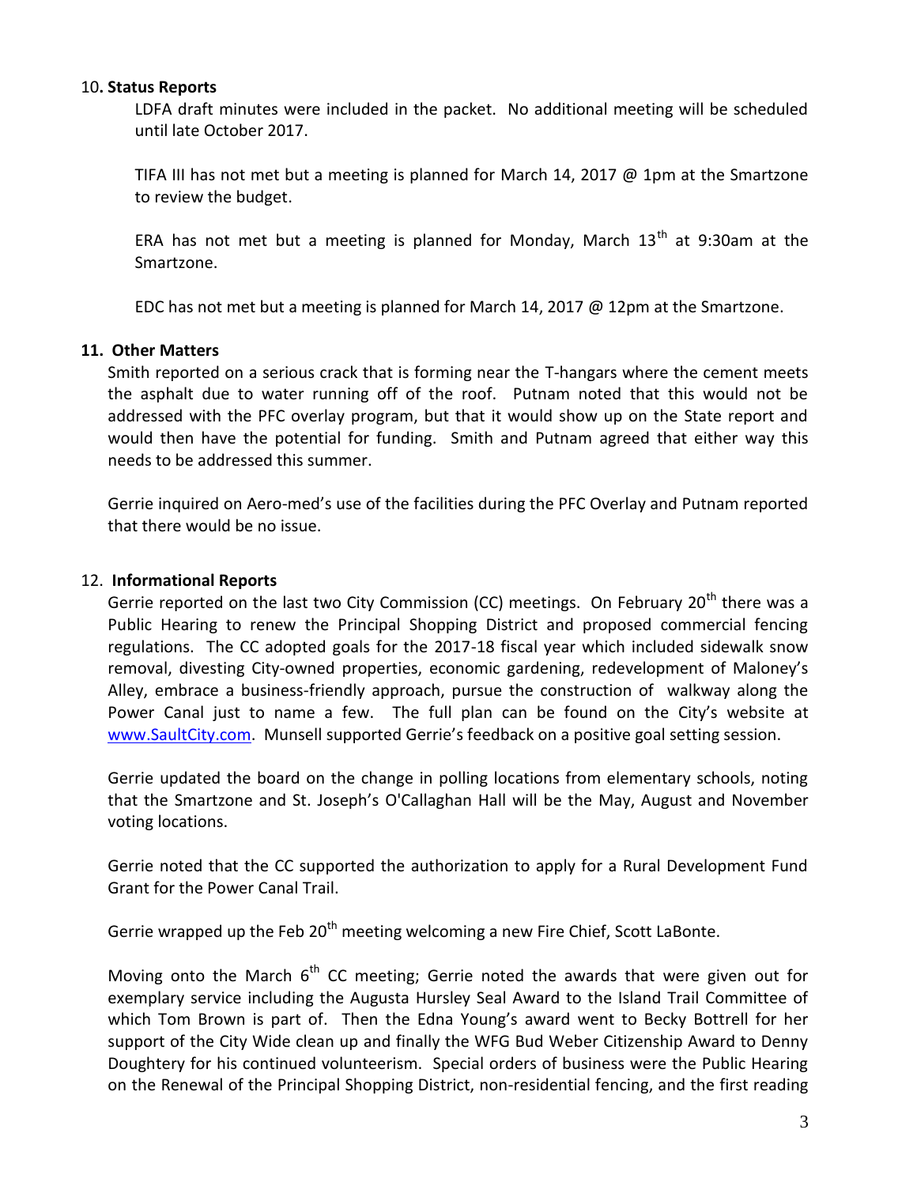10. **Status Reports**

LDFA draft minutes were included in the packet. No additional meeting will be scheduled until late October 2017.

TIFA III has not met but a meeting is planned for March 14, 2017 @ 1pm at the Smartzone to review the budget.

ERA has not met but a meeting is planned for Monday, March 13th at 9:30am at the Smartzone.

EDC has not met but a meeting is planned for March 14, 2017 @ 12pm at the Smartzone.

**11. Other Matters**

Smith reported on a serious crack that is forming near the T-hangars where the cement meets the asphalt due to water running off of the roof. Putnam noted that this would not be addressed with the PFC overlay program, but that it would show up on the State report and would then have the potential for funding. Smith and Putnam agreed that either way this needs to be addressed this summer.

Gerrie inquired on Aero-med's use of the facilities during the PFC Overlay and Putnam reported that there would be no issue.

12. **Informational Reports**

Gerrie reported on the last two City Commission (CC) meetings. On February 20th there was a Public Hearing to renew the Principal Shopping District and proposed commercial fencing regulations. The CC adopted goals for the 2017-18 fiscal year which included sidewalk snow removal, divesting City-owned properties, economic gardening, redevelopment of Maloney's Alley, embrace a business-friendly approach, pursue the construction of walkway along the Power Canal just to name a few. The full plan can be found on the City's website at www.SaultCity.com. Munsell supported Gerrie's feedback on a positive goal setting session.

Gerrie updated the board on the change in polling locations from elementary schools, noting that the Smartzone and St. Joseph's O'Callaghan Hall will be the May, August and November voting locations.

Gerrie noted that the CC supported the authorization to apply for a Rural Development Fund Grant for the Power Canal Trail.

Gerrie wrapped up the Feb 20th meeting welcoming a new Fire Chief, Scott LaBonte.

Moving onto the March 6th CC meeting; Gerrie noted the awards that were given out for exemplary service including the Augusta Hursley Seal Award to the Island Trail Committee of which Tom Brown is part of. Then the Edna Young's award went to Becky Bottrell for her support of the City Wide clean up and finally the WFG Bud Weber Citizenship Award to Denny Doughtery for his continued volunteerism. Special orders of business were the Public Hearing on the Renewal of the Principal Shopping District, non-residential fencing, and the first reading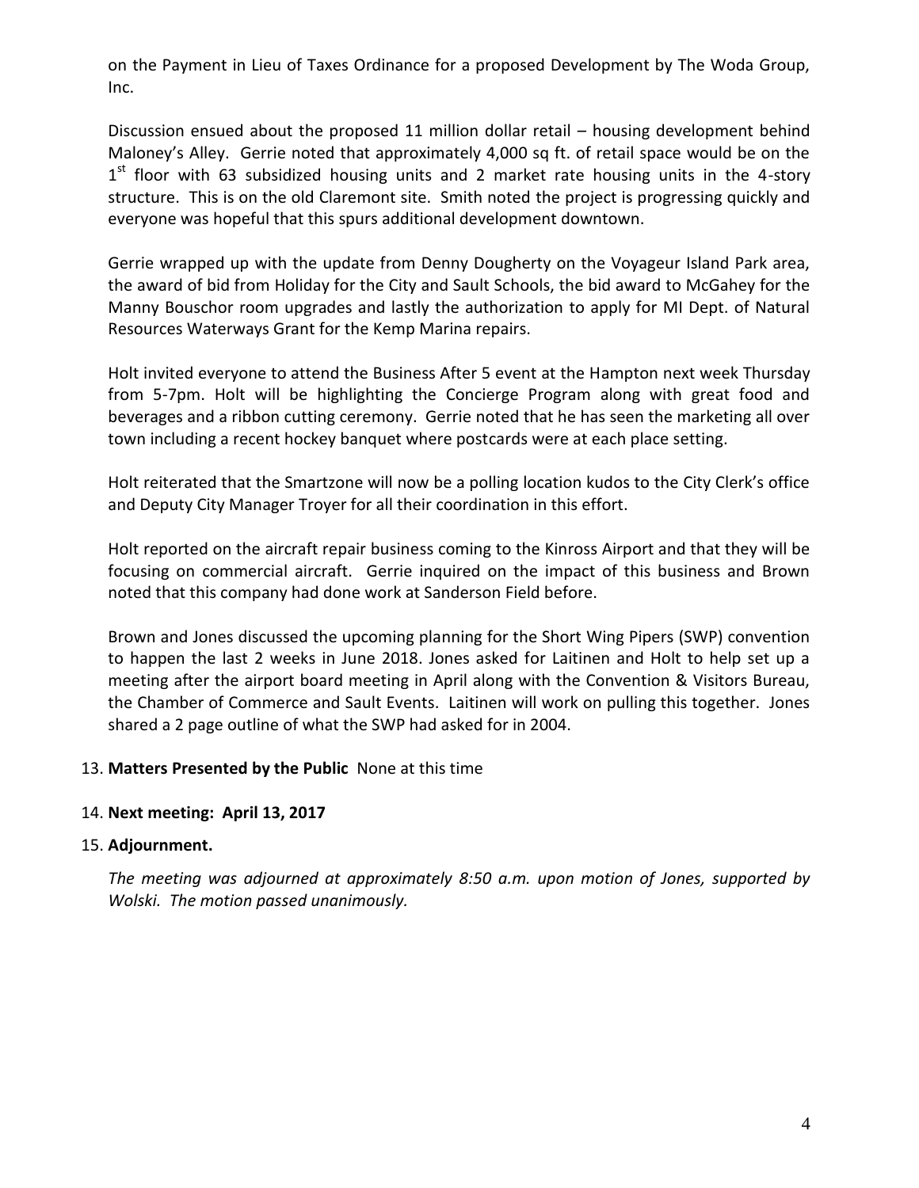on the Payment in Lieu of Taxes Ordinance for a proposed Development by The Woda Group, Inc.

Discussion ensued about the proposed 11 million dollar retail – housing development behind Maloney's Alley. Gerrie noted that approximately 4,000 sq ft. of retail space would be on the 1st floor with 63 subsidized housing units and 2 market rate housing units in the 4-story structure. This is on the old Claremont site. Smith noted the project is progressing quickly and everyone was hopeful that this spurs additional development downtown.

Gerrie wrapped up with the update from Denny Dougherty on the Voyageur Island Park area, the award of bid from Holiday for the City and Sault Schools, the bid award to McGahey for the Manny Bouschor room upgrades and lastly the authorization to apply for MI Dept. of Natural Resources Waterways Grant for the Kemp Marina repairs.

Holt invited everyone to attend the Business After 5 event at the Hampton next week Thursday from 5-7pm. Holt will be highlighting the Concierge Program along with great food and beverages and a ribbon cutting ceremony. Gerrie noted that he has seen the marketing all over town including a recent hockey banquet where postcards were at each place setting.

Holt reiterated that the Smartzone will now be a polling location kudos to the City Clerk's office and Deputy City Manager Troyer for all their coordination in this effort.

Holt reported on the aircraft repair business coming to the Kinross Airport and that they will be focusing on commercial aircraft. Gerrie inquired on the impact of this business and Brown noted that this company had done work at Sanderson Field before.

Brown and Jones discussed the upcoming planning for the Short Wing Pipers (SWP) convention to happen the last 2 weeks in June 2018. Jones asked for Laitinen and Holt to help set up a meeting after the airport board meeting in April along with the Convention & Visitors Bureau, the Chamber of Commerce and Sault Events. Laitinen will work on pulling this together. Jones shared a 2 page outline of what the SWP had asked for in 2004.

13. **Matters Presented by the Public** None at this time

14. **Next meeting: April 13, 2017**

15. **Adjournment.**

*The meeting was adjourned at approximately 8:50 a.m. upon motion of Jones, supported by Wolski. The motion passed unanimously.*